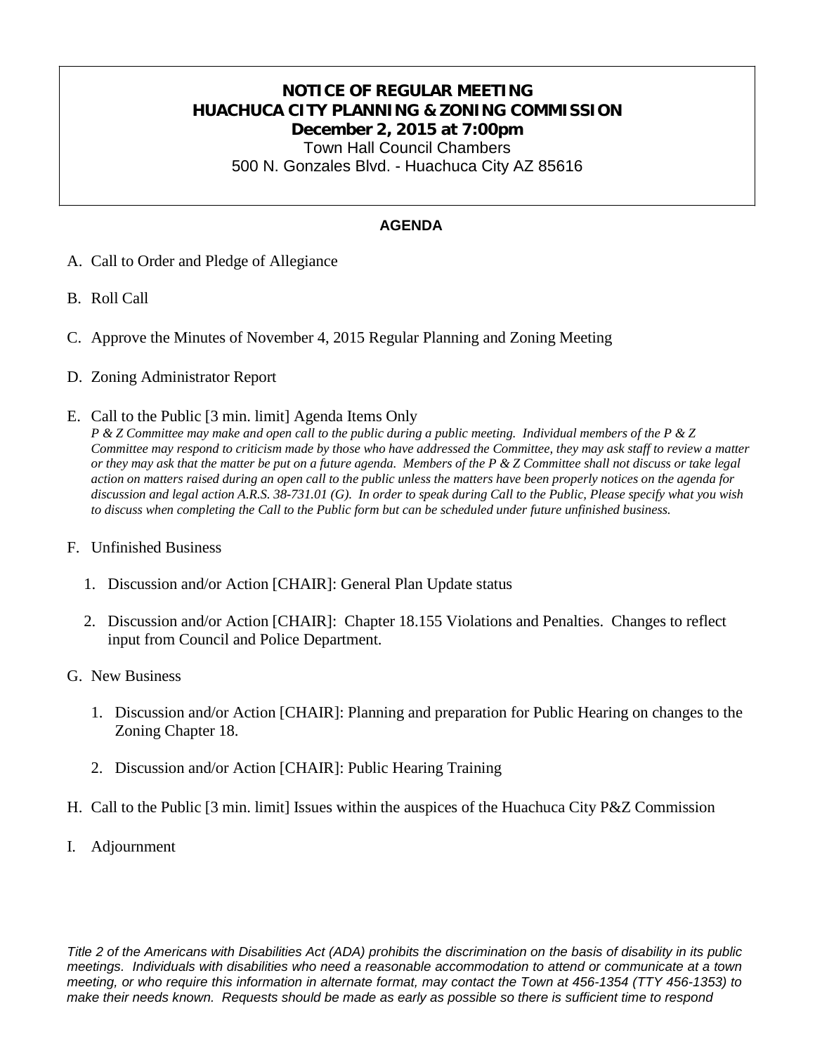# NOTICE OF REGULAR MEETING
# HUACHUCA CITY PLANNING & ZONING COMMISSION
## December 2, 2015 at 7:00pm

Town Hall Council Chambers
500 N. Gonzales Blvd. - Huachuca City AZ 85616

**AGENDA**

A. Call to Order and Pledge of Allegiance

B. Roll Call

C. Approve the Minutes of November 4, 2015 Regular Planning and Zoning Meeting

D. Zoning Administrator Report

E. Call to the Public [3 min. limit] Agenda Items Only
*P & Z Committee may make and open call to the public during a public meeting. Individual members of the P & Z Committee may respond to criticism made by those who have addressed the Committee, they may ask staff to review a matter or they may ask that the matter be put on a future agenda. Members of the P & Z Committee shall not discuss or take legal action on matters raised during an open call to the public unless the matters have been properly notices on the agenda for discussion and legal action A.R.S. 38-731.01 (G). In order to speak during Call to the Public, Please specify what you wish to discuss when completing the Call to the Public form but can be scheduled under future unfinished business.*

F. Unfinished Business

1. Discussion and/or Action [CHAIR]: General Plan Update status

2. Discussion and/or Action [CHAIR]: Chapter 18.155 Violations and Penalties. Changes to reflect input from Council and Police Department.

G. New Business

1. Discussion and/or Action [CHAIR]: Planning and preparation for Public Hearing on changes to the Zoning Chapter 18.

2. Discussion and/or Action [CHAIR]: Public Hearing Training

H. Call to the Public [3 min. limit] Issues within the auspices of the Huachuca City P&Z Commission

I. Adjournment

*Title 2 of the Americans with Disabilities Act (ADA) prohibits the discrimination on the basis of disability in its public meetings. Individuals with disabilities who need a reasonable accommodation to attend or communicate at a town meeting, or who require this information in alternate format, may contact the Town at 456-1354 (TTY 456-1353) to make their needs known. Requests should be made as early as possible so there is sufficient time to respond*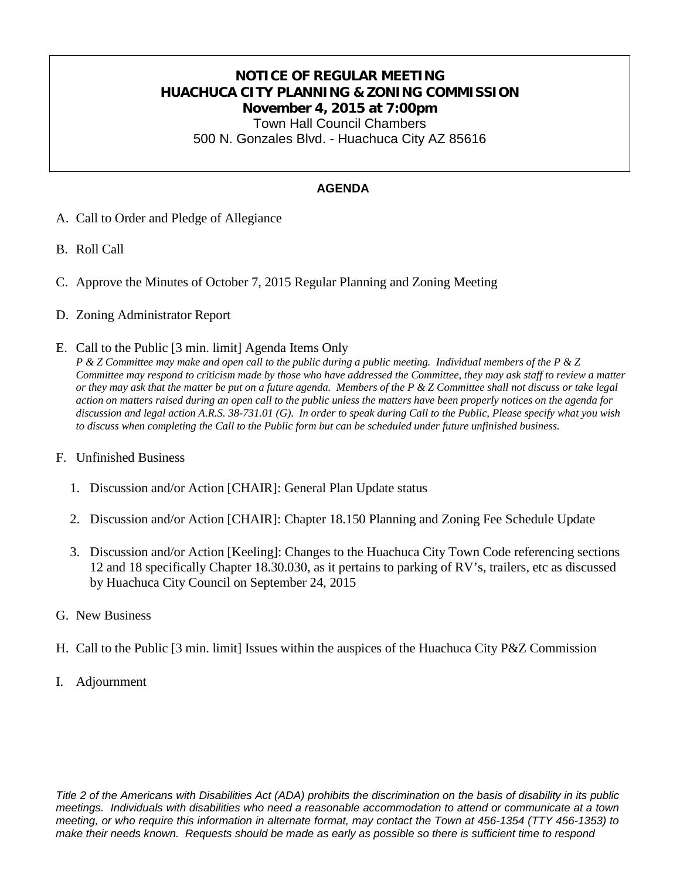# NOTICE OF REGULAR MEETING
# HUACHUCA CITY PLANNING & ZONING COMMISSION
**November 4, 2015 at 7:00pm**

Town Hall Council Chambers

500 N. Gonzales Blvd. - Huachuca City AZ 85616

## AGENDA

A. Call to Order and Pledge of Allegiance

B. Roll Call

C. Approve the Minutes of October 7, 2015 Regular Planning and Zoning Meeting

D. Zoning Administrator Report

E. Call to the Public [3 min. limit] Agenda Items Only

*P & Z Committee may make and open call to the public during a public meeting. Individual members of the P & Z Committee may respond to criticism made by those who have addressed the Committee, they may ask staff to review a matter or they may ask that the matter be put on a future agenda. Members of the P & Z Committee shall not discuss or take legal action on matters raised during an open call to the public unless the matters have been properly notices on the agenda for discussion and legal action A.R.S. 38-731.01 (G). In order to speak during Call to the Public, Please specify what you wish to discuss when completing the Call to the Public form but can be scheduled under future unfinished business.*

F. Unfinished Business

1. Discussion and/or Action [CHAIR]: General Plan Update status
2. Discussion and/or Action [CHAIR]: Chapter 18.150 Planning and Zoning Fee Schedule Update
3. Discussion and/or Action [Keeling]: Changes to the Huachuca City Town Code referencing sections 12 and 18 specifically Chapter 18.30.030, as it pertains to parking of RV's, trailers, etc as discussed by Huachuca City Council on September 24, 2015

G. New Business

H. Call to the Public [3 min. limit] Issues within the auspices of the Huachuca City P&Z Commission

I. Adjournment

*Title 2 of the Americans with Disabilities Act (ADA) prohibits the discrimination on the basis of disability in its public meetings. Individuals with disabilities who need a reasonable accommodation to attend or communicate at a town meeting, or who require this information in alternate format, may contact the Town at 456-1354 (TTY 456-1353) to make their needs known. Requests should be made as early as possible so there is sufficient time to respond*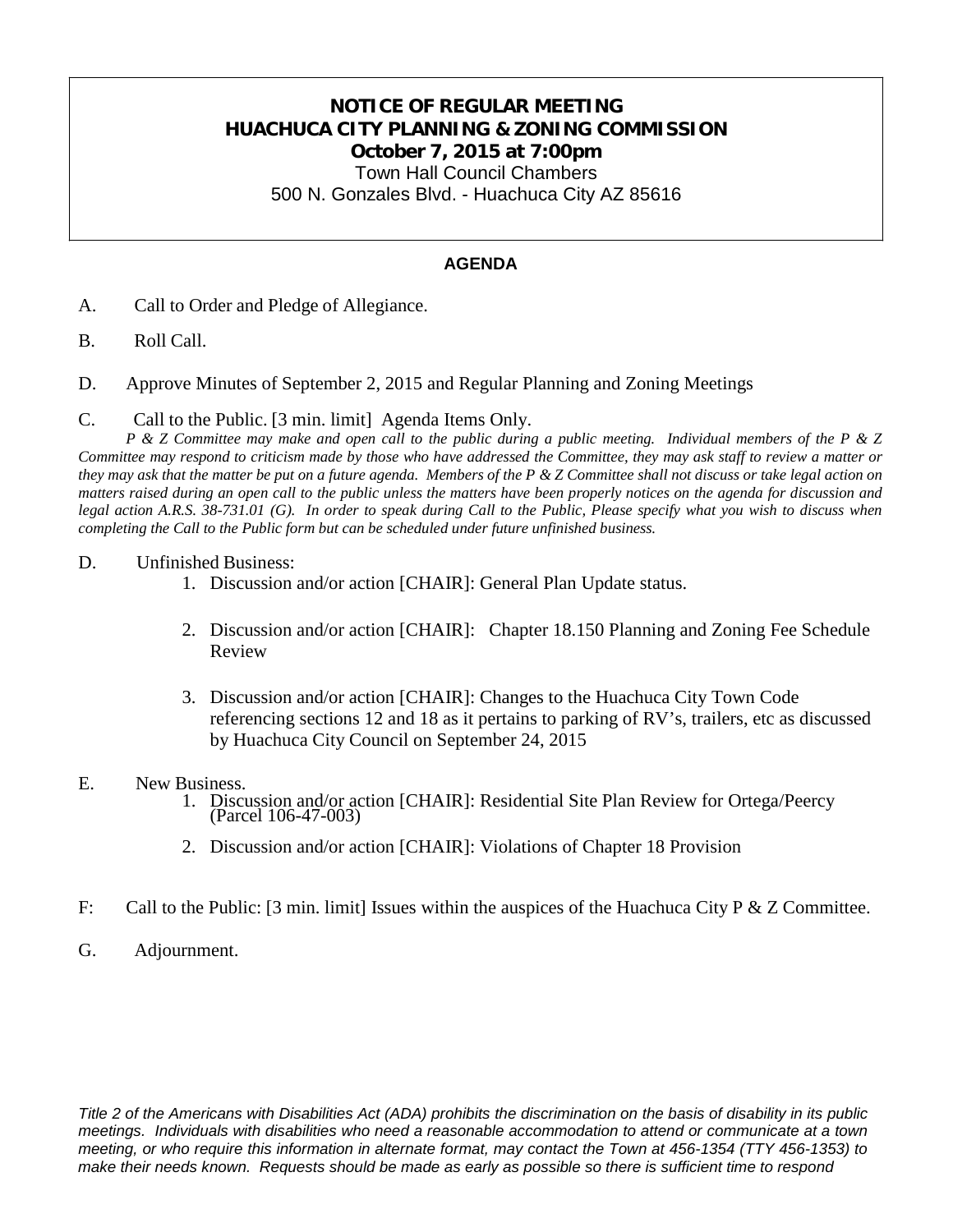# NOTICE OF REGULAR MEETING
# HUACHUCA CITY PLANNING & ZONING COMMISSION
## October 7, 2015 at 7:00pm

Town Hall Council Chambers
500 N. Gonzales Blvd. - Huachuca City AZ 85616

**AGENDA**

A. Call to Order and Pledge of Allegiance.

B. Roll Call.

D. Approve Minutes of September 2, 2015 and Regular Planning and Zoning Meetings

C. Call to the Public. [3 min. limit] Agenda Items Only.

*P & Z Committee may make and open call to the public during a public meeting. Individual members of the P & Z Committee may respond to criticism made by those who have addressed the Committee, they may ask staff to review a matter or they may ask that the matter be put on a future agenda. Members of the P & Z Committee shall not discuss or take legal action on matters raised during an open call to the public unless the matters have been properly notices on the agenda for discussion and legal action A.R.S. 38-731.01 (G). In order to speak during Call to the Public, Please specify what you wish to discuss when completing the Call to the Public form but can be scheduled under future unfinished business.*

D. Unfinished Business:

1. Discussion and/or action [CHAIR]: General Plan Update status.
2. Discussion and/or action [CHAIR]: Chapter 18.150 Planning and Zoning Fee Schedule Review
3. Discussion and/or action [CHAIR]: Changes to the Huachuca City Town Code referencing sections 12 and 18 as it pertains to parking of RV's, trailers, etc as discussed by Huachuca City Council on September 24, 2015

E. New Business.

1. Discussion and/or action [CHAIR]: Residential Site Plan Review for Ortega/Peercy (Parcel 106-47-003)
2. Discussion and/or action [CHAIR]: Violations of Chapter 18 Provision

F: Call to the Public: [3 min. limit] Issues within the auspices of the Huachuca City P & Z Committee.

G. Adjournment.

*Title 2 of the Americans with Disabilities Act (ADA) prohibits the discrimination on the basis of disability in its public meetings. Individuals with disabilities who need a reasonable accommodation to attend or communicate at a town meeting, or who require this information in alternate format, may contact the Town at 456-1354 (TTY 456-1353) to make their needs known. Requests should be made as early as possible so there is sufficient time to respond*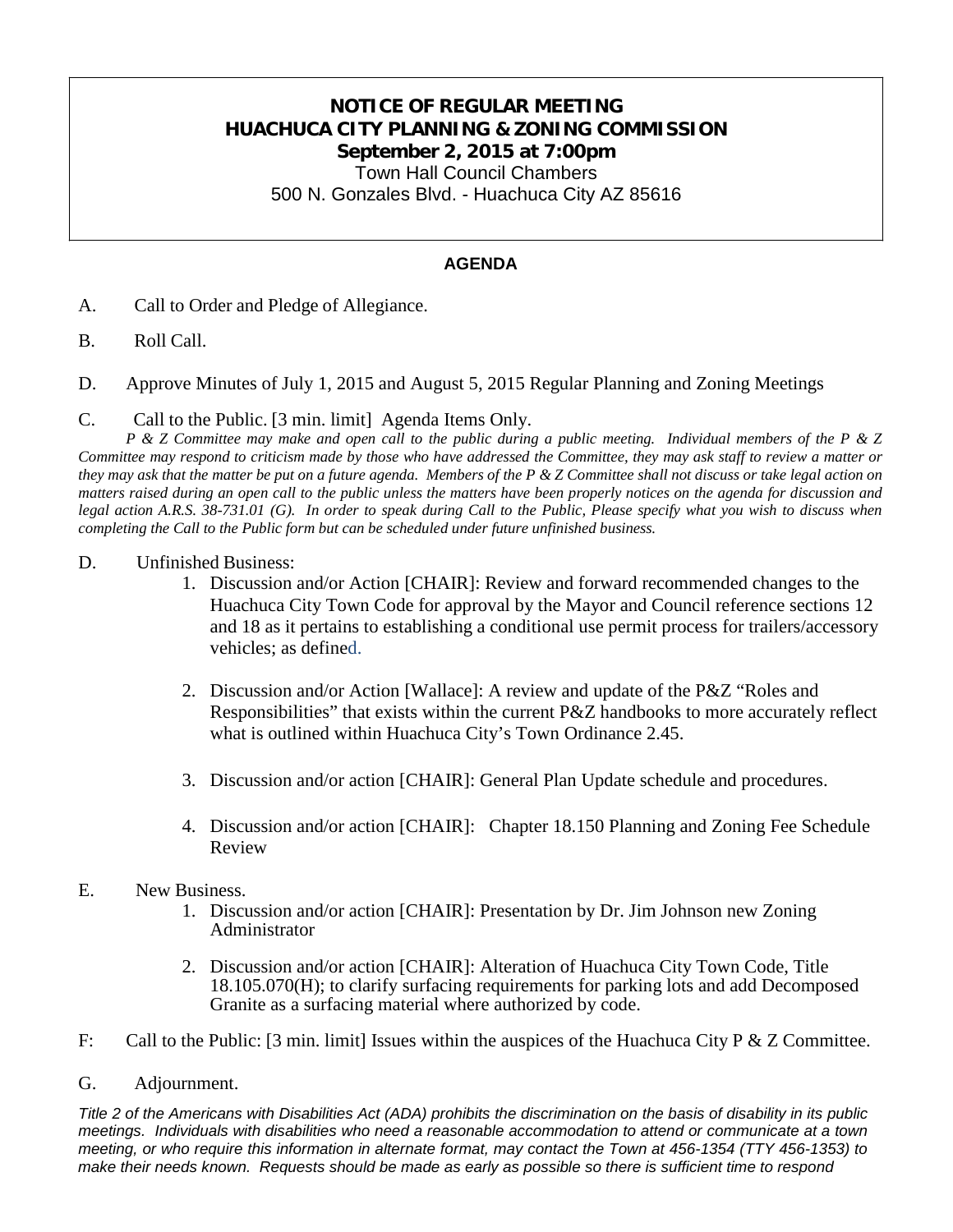# NOTICE OF REGULAR MEETING
# HUACHUCA CITY PLANNING & ZONING COMMISSION
## September 2, 2015 at 7:00pm

Town Hall Council Chambers
500 N. Gonzales Blvd. - Huachuca City AZ 85616

### AGENDA

A. Call to Order and Pledge of Allegiance.

B. Roll Call.

D. Approve Minutes of July 1, 2015 and August 5, 2015 Regular Planning and Zoning Meetings

C. Call to the Public. [3 min. limit] Agenda Items Only.

*P & Z Committee may make and open call to the public during a public meeting. Individual members of the P & Z Committee may respond to criticism made by those who have addressed the Committee, they may ask staff to review a matter or they may ask that the matter be put on a future agenda. Members of the P & Z Committee shall not discuss or take legal action on matters raised during an open call to the public unless the matters have been properly notices on the agenda for discussion and legal action A.R.S. 38-731.01 (G). In order to speak during Call to the Public, Please specify what you wish to discuss when completing the Call to the Public form but can be scheduled under future unfinished business.*

D. Unfinished Business:

1. Discussion and/or Action [CHAIR]: Review and forward recommended changes to the Huachuca City Town Code for approval by the Mayor and Council reference sections 12 and 18 as it pertains to establishing a conditional use permit process for trailers/accessory vehicles; as defined.

2. Discussion and/or Action [Wallace]: A review and update of the P&Z "Roles and Responsibilities" that exists within the current P&Z handbooks to more accurately reflect what is outlined within Huachuca City's Town Ordinance 2.45.

3. Discussion and/or action [CHAIR]: General Plan Update schedule and procedures.

4. Discussion and/or action [CHAIR]: Chapter 18.150 Planning and Zoning Fee Schedule Review

E. New Business.

1. Discussion and/or action [CHAIR]: Presentation by Dr. Jim Johnson new Zoning Administrator

2. Discussion and/or action [CHAIR]: Alteration of Huachuca City Town Code, Title 18.105.070(H); to clarify surfacing requirements for parking lots and add Decomposed Granite as a surfacing material where authorized by code.

F: Call to the Public: [3 min. limit] Issues within the auspices of the Huachuca City P & Z Committee.

G. Adjournment.

*Title 2 of the Americans with Disabilities Act (ADA) prohibits the discrimination on the basis of disability in its public meetings. Individuals with disabilities who need a reasonable accommodation to attend or communicate at a town meeting, or who require this information in alternate format, may contact the Town at 456-1354 (TTY 456-1353) to make their needs known. Requests should be made as early as possible so there is sufficient time to respond*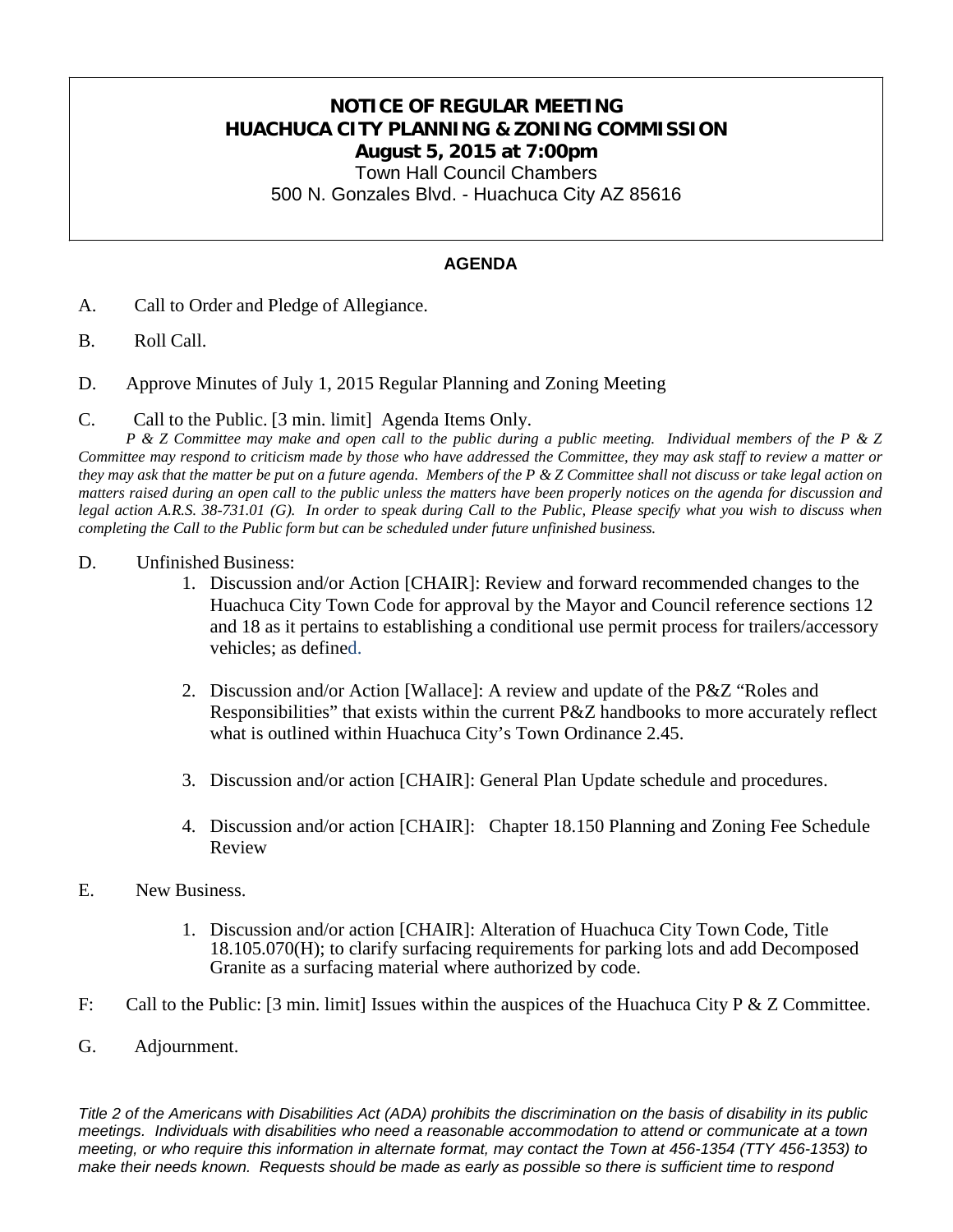**NOTICE OF REGULAR MEETING**
**HUACHUCA CITY PLANNING & ZONING COMMISSION**
**August 5, 2015 at 7:00pm**
Town Hall Council Chambers
500 N. Gonzales Blvd. - Huachuca City AZ 85616

## AGENDA

A. Call to Order and Pledge of Allegiance.

B. Roll Call.

D. Approve Minutes of July 1, 2015 Regular Planning and Zoning Meeting

C. Call to the Public. [3 min. limit] Agenda Items Only.

*P & Z Committee may make and open call to the public during a public meeting. Individual members of the P & Z Committee may respond to criticism made by those who have addressed the Committee, they may ask staff to review a matter or they may ask that the matter be put on a future agenda. Members of the P & Z Committee shall not discuss or take legal action on matters raised during an open call to the public unless the matters have been properly notices on the agenda for discussion and legal action A.R.S. 38-731.01 (G). In order to speak during Call to the Public, Please specify what you wish to discuss when completing the Call to the Public form but can be scheduled under future unfinished business.*

D. Unfinished Business:

1. Discussion and/or Action [CHAIR]: Review and forward recommended changes to the Huachuca City Town Code for approval by the Mayor and Council reference sections 12 and 18 as it pertains to establishing a conditional use permit process for trailers/accessory vehicles; as defined.

2. Discussion and/or Action [Wallace]: A review and update of the P&Z "Roles and Responsibilities" that exists within the current P&Z handbooks to more accurately reflect what is outlined within Huachuca City's Town Ordinance 2.45.

3. Discussion and/or action [CHAIR]: General Plan Update schedule and procedures.

4. Discussion and/or action [CHAIR]: Chapter 18.150 Planning and Zoning Fee Schedule Review

E. New Business.

1. Discussion and/or action [CHAIR]: Alteration of Huachuca City Town Code, Title 18.105.070(H); to clarify surfacing requirements for parking lots and add Decomposed Granite as a surfacing material where authorized by code.

F: Call to the Public: [3 min. limit] Issues within the auspices of the Huachuca City P & Z Committee.

G. Adjournment.

*Title 2 of the Americans with Disabilities Act (ADA) prohibits the discrimination on the basis of disability in its public meetings. Individuals with disabilities who need a reasonable accommodation to attend or communicate at a town meeting, or who require this information in alternate format, may contact the Town at 456-1354 (TTY 456-1353) to make their needs known. Requests should be made as early as possible so there is sufficient time to respond*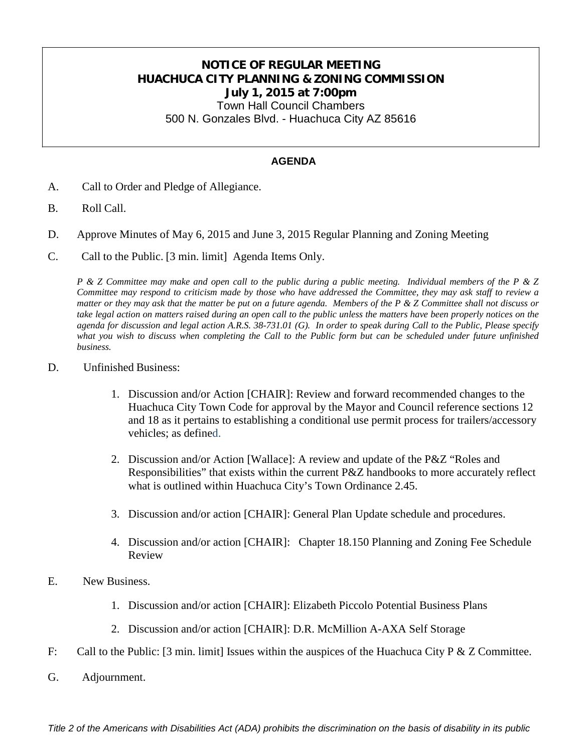**NOTICE OF REGULAR MEETING**
**HUACHUCA CITY PLANNING & ZONING COMMISSION**
**July 1, 2015 at 7:00pm**
Town Hall Council Chambers
500 N. Gonzales Blvd. - Huachuca City AZ 85616

**AGENDA**

A. Call to Order and Pledge of Allegiance.

B. Roll Call.

D. Approve Minutes of May 6, 2015 and June 3, 2015 Regular Planning and Zoning Meeting

C. Call to the Public. [3 min. limit] Agenda Items Only.

*P & Z Committee may make and open call to the public during a public meeting. Individual members of the P & Z Committee may respond to criticism made by those who have addressed the Committee, they may ask staff to review a matter or they may ask that the matter be put on a future agenda. Members of the P & Z Committee shall not discuss or take legal action on matters raised during an open call to the public unless the matters have been properly notices on the agenda for discussion and legal action A.R.S. 38-731.01 (G). In order to speak during Call to the Public, Please specify what you wish to discuss when completing the Call to the Public form but can be scheduled under future unfinished business.*

D. Unfinished Business:

1. Discussion and/or Action [CHAIR]: Review and forward recommended changes to the Huachuca City Town Code for approval by the Mayor and Council reference sections 12 and 18 as it pertains to establishing a conditional use permit process for trailers/accessory vehicles; as defined.

2. Discussion and/or Action [Wallace]: A review and update of the P&Z "Roles and Responsibilities" that exists within the current P&Z handbooks to more accurately reflect what is outlined within Huachuca City's Town Ordinance 2.45.

3. Discussion and/or action [CHAIR]: General Plan Update schedule and procedures.

4. Discussion and/or action [CHAIR]: Chapter 18.150 Planning and Zoning Fee Schedule Review

E. New Business.

1. Discussion and/or action [CHAIR]: Elizabeth Piccolo Potential Business Plans

2. Discussion and/or action [CHAIR]: D.R. McMillion A-AXA Self Storage

F: Call to the Public: [3 min. limit] Issues within the auspices of the Huachuca City P & Z Committee.

G. Adjournment.

*Title 2 of the Americans with Disabilities Act (ADA) prohibits the discrimination on the basis of disability in its public*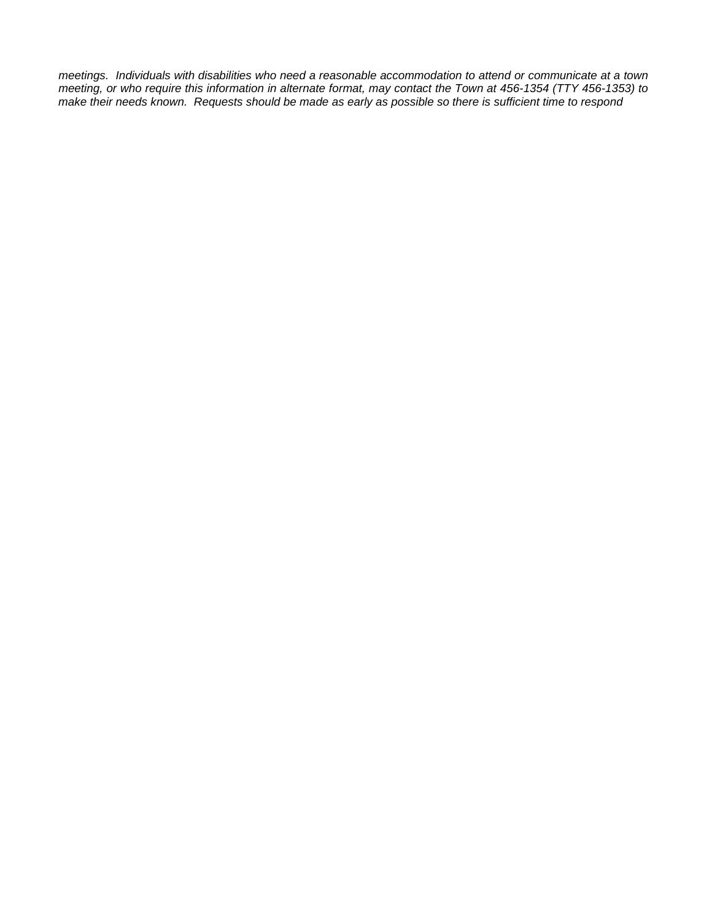*meetings. Individuals with disabilities who need a reasonable accommodation to attend or communicate at a town meeting, or who require this information in alternate format, may contact the Town at 456-1354 (TTY 456-1353) to make their needs known. Requests should be made as early as possible so there is sufficient time to respond*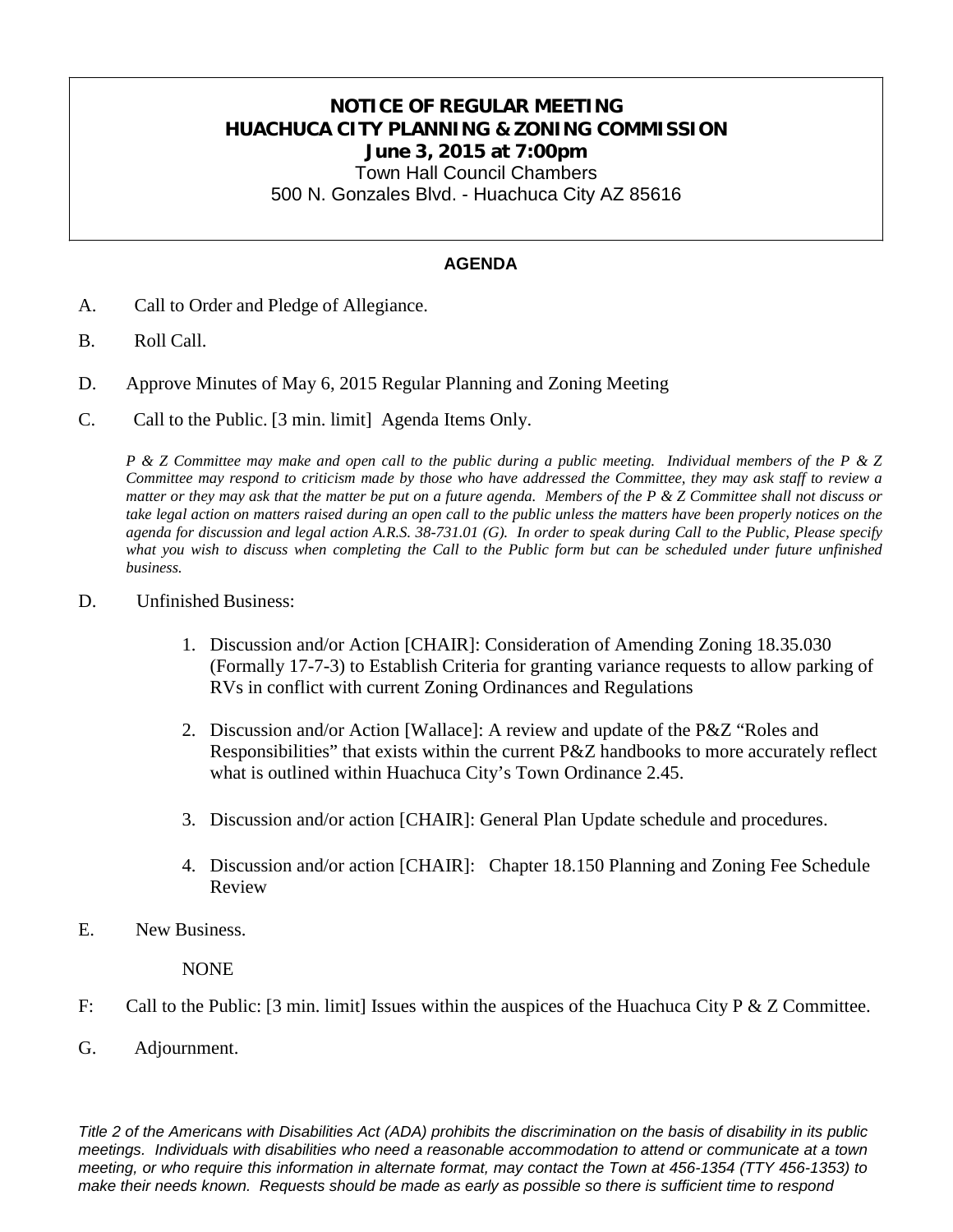# NOTICE OF REGULAR MEETING
# HUACHUCA CITY PLANNING & ZONING COMMISSION
## June 3, 2015 at 7:00pm

Town Hall Council Chambers
500 N. Gonzales Blvd. - Huachuca City AZ 85616

**AGENDA**

A. Call to Order and Pledge of Allegiance.

B. Roll Call.

D. Approve Minutes of May 6, 2015 Regular Planning and Zoning Meeting

C. Call to the Public. [3 min. limit] Agenda Items Only.

*P & Z Committee may make and open call to the public during a public meeting. Individual members of the P & Z Committee may respond to criticism made by those who have addressed the Committee, they may ask staff to review a matter or they may ask that the matter be put on a future agenda. Members of the P & Z Committee shall not discuss or take legal action on matters raised during an open call to the public unless the matters have been properly notices on the agenda for discussion and legal action A.R.S. 38-731.01 (G). In order to speak during Call to the Public, Please specify what you wish to discuss when completing the Call to the Public form but can be scheduled under future unfinished business.*

D. Unfinished Business:

1. Discussion and/or Action [CHAIR]: Consideration of Amending Zoning 18.35.030 (Formally 17-7-3) to Establish Criteria for granting variance requests to allow parking of RVs in conflict with current Zoning Ordinances and Regulations
2. Discussion and/or Action [Wallace]: A review and update of the P&Z "Roles and Responsibilities" that exists within the current P&Z handbooks to more accurately reflect what is outlined within Huachuca City's Town Ordinance 2.45.
3. Discussion and/or action [CHAIR]: General Plan Update schedule and procedures.
4. Discussion and/or action [CHAIR]: Chapter 18.150 Planning and Zoning Fee Schedule Review

E. New Business.

NONE

F: Call to the Public: [3 min. limit] Issues within the auspices of the Huachuca City P & Z Committee.

G. Adjournment.

*Title 2 of the Americans with Disabilities Act (ADA) prohibits the discrimination on the basis of disability in its public meetings. Individuals with disabilities who need a reasonable accommodation to attend or communicate at a town meeting, or who require this information in alternate format, may contact the Town at 456-1354 (TTY 456-1353) to make their needs known. Requests should be made as early as possible so there is sufficient time to respond*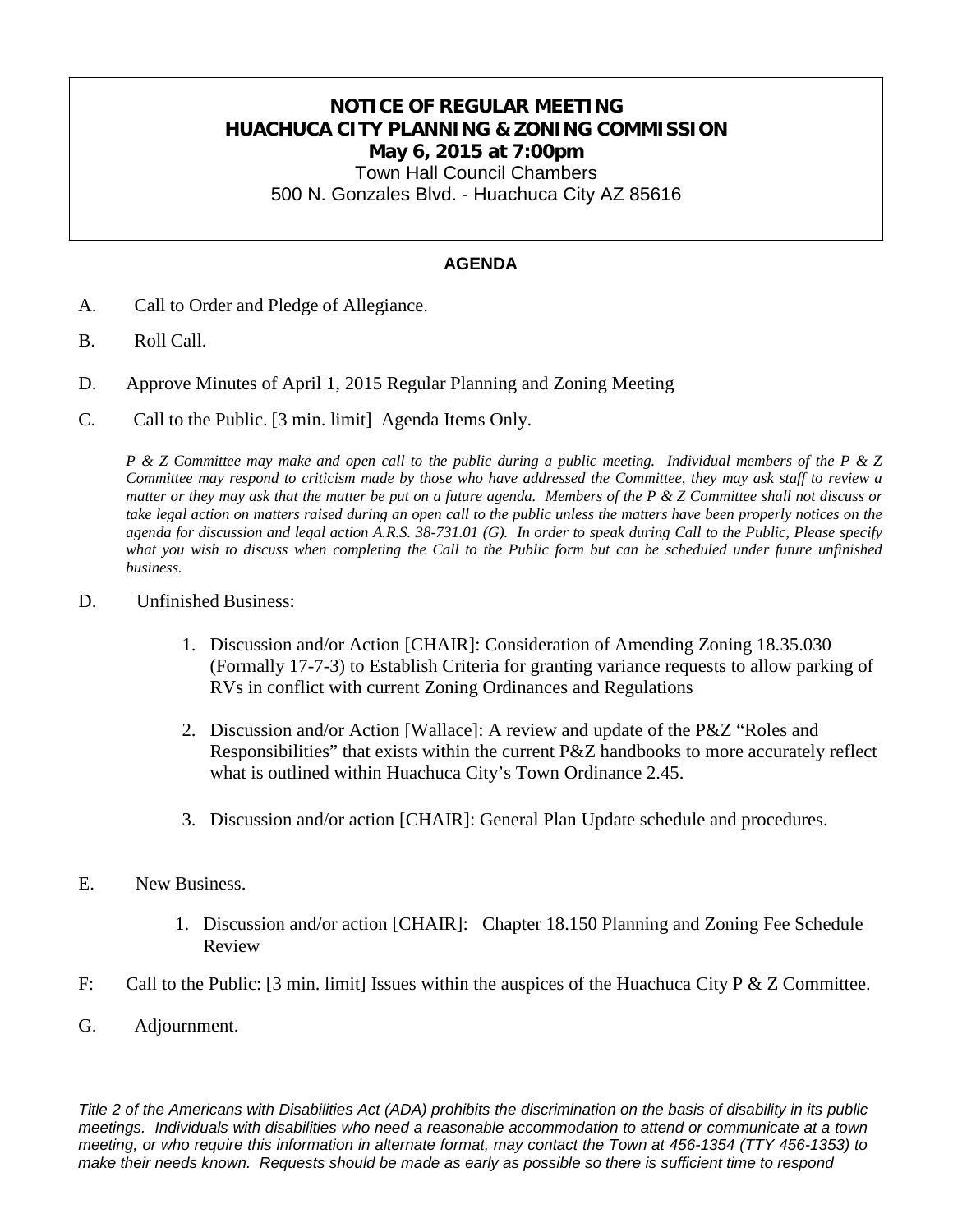**NOTICE OF REGULAR MEETING**
**HUACHUCA CITY PLANNING & ZONING COMMISSION**
**May 6, 2015 at 7:00pm**
Town Hall Council Chambers
500 N. Gonzales Blvd. - Huachuca City AZ 85616

**AGENDA**

A. Call to Order and Pledge of Allegiance.

B. Roll Call.

D. Approve Minutes of April 1, 2015 Regular Planning and Zoning Meeting

C. Call to the Public. [3 min. limit] Agenda Items Only.

*P & Z Committee may make and open call to the public during a public meeting. Individual members of the P & Z Committee may respond to criticism made by those who have addressed the Committee, they may ask staff to review a matter or they may ask that the matter be put on a future agenda. Members of the P & Z Committee shall not discuss or take legal action on matters raised during an open call to the public unless the matters have been properly notices on the agenda for discussion and legal action A.R.S. 38-731.01 (G). In order to speak during Call to the Public, Please specify what you wish to discuss when completing the Call to the Public form but can be scheduled under future unfinished business.*

D. Unfinished Business:

1. Discussion and/or Action [CHAIR]: Consideration of Amending Zoning 18.35.030 (Formally 17-7-3) to Establish Criteria for granting variance requests to allow parking of RVs in conflict with current Zoning Ordinances and Regulations

2. Discussion and/or Action [Wallace]: A review and update of the P&Z "Roles and Responsibilities" that exists within the current P&Z handbooks to more accurately reflect what is outlined within Huachuca City's Town Ordinance 2.45.

3. Discussion and/or action [CHAIR]: General Plan Update schedule and procedures.

E. New Business.

1. Discussion and/or action [CHAIR]: Chapter 18.150 Planning and Zoning Fee Schedule Review

F: Call to the Public: [3 min. limit] Issues within the auspices of the Huachuca City P & Z Committee.

G. Adjournment.

*Title 2 of the Americans with Disabilities Act (ADA) prohibits the discrimination on the basis of disability in its public meetings. Individuals with disabilities who need a reasonable accommodation to attend or communicate at a town meeting, or who require this information in alternate format, may contact the Town at 456-1354 (TTY 456-1353) to make their needs known. Requests should be made as early as possible so there is sufficient time to respond*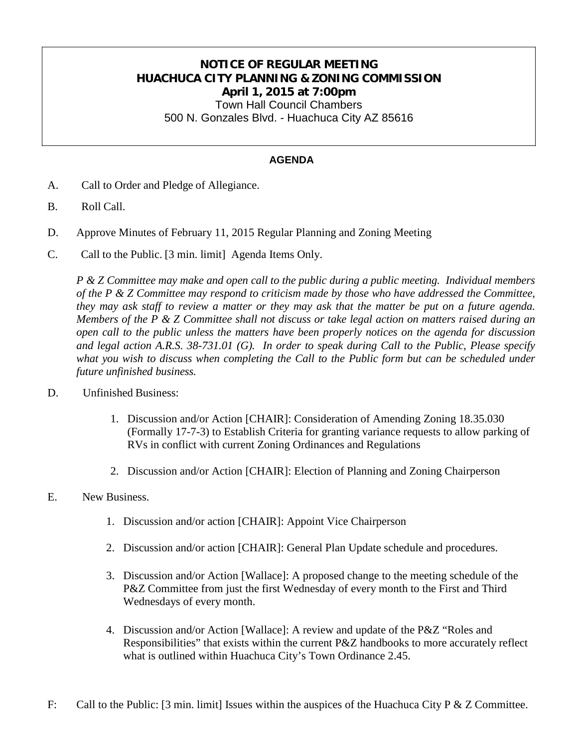**NOTICE OF REGULAR MEETING**
**HUACHUCA CITY PLANNING & ZONING COMMISSION**
**April 1, 2015 at 7:00pm**
Town Hall Council Chambers
500 N. Gonzales Blvd. - Huachuca City AZ 85616

**AGENDA**

A. Call to Order and Pledge of Allegiance.

B. Roll Call.

D. Approve Minutes of February 11, 2015 Regular Planning and Zoning Meeting

C. Call to the Public. [3 min. limit] Agenda Items Only.

*P & Z Committee may make and open call to the public during a public meeting. Individual members of the P & Z Committee may respond to criticism made by those who have addressed the Committee, they may ask staff to review a matter or they may ask that the matter be put on a future agenda. Members of the P & Z Committee shall not discuss or take legal action on matters raised during an open call to the public unless the matters have been properly notices on the agenda for discussion and legal action A.R.S. 38-731.01 (G). In order to speak during Call to the Public, Please specify what you wish to discuss when completing the Call to the Public form but can be scheduled under future unfinished business.*

D. Unfinished Business:

1. Discussion and/or Action [CHAIR]: Consideration of Amending Zoning 18.35.030 (Formally 17-7-3) to Establish Criteria for granting variance requests to allow parking of RVs in conflict with current Zoning Ordinances and Regulations
2. Discussion and/or Action [CHAIR]: Election of Planning and Zoning Chairperson

E. New Business.

1. Discussion and/or action [CHAIR]: Appoint Vice Chairperson
2. Discussion and/or action [CHAIR]: General Plan Update schedule and procedures.
3. Discussion and/or Action [Wallace]: A proposed change to the meeting schedule of the P&Z Committee from just the first Wednesday of every month to the First and Third Wednesdays of every month.
4. Discussion and/or Action [Wallace]: A review and update of the P&Z "Roles and Responsibilities" that exists within the current P&Z handbooks to more accurately reflect what is outlined within Huachuca City's Town Ordinance 2.45.

F: Call to the Public: [3 min. limit] Issues within the auspices of the Huachuca City P & Z Committee.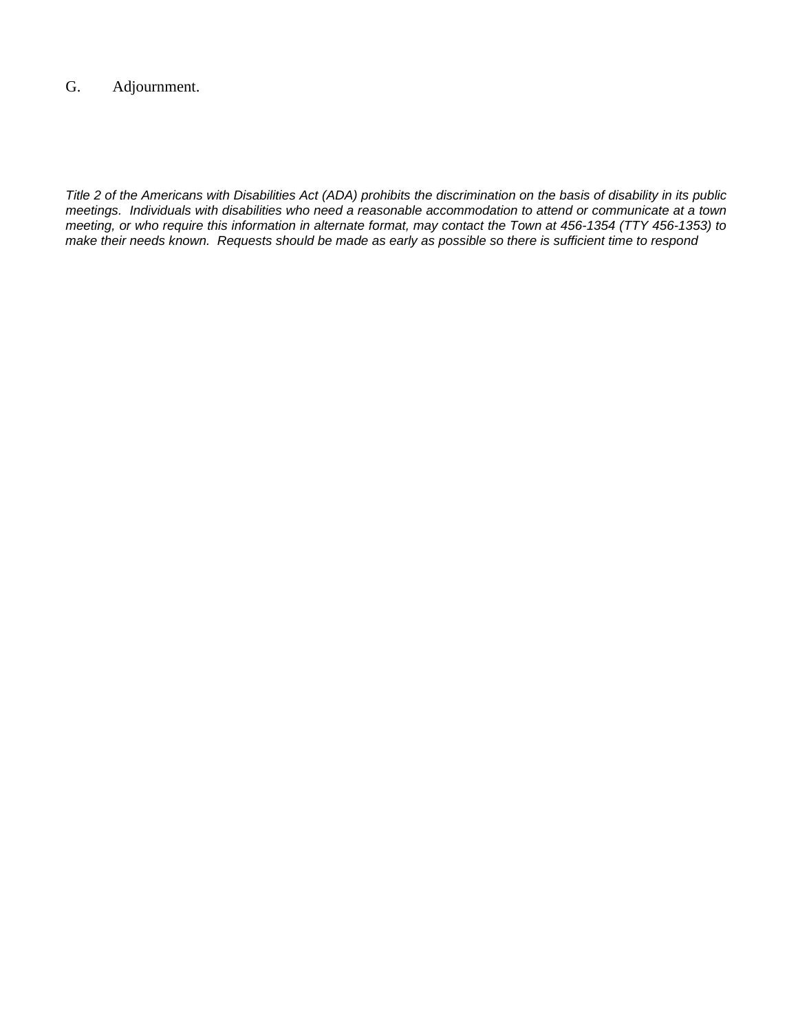G. Adjournment.

*Title 2 of the Americans with Disabilities Act (ADA) prohibits the discrimination on the basis of disability in its public meetings. Individuals with disabilities who need a reasonable accommodation to attend or communicate at a town meeting, or who require this information in alternate format, may contact the Town at 456-1354 (TTY 456-1353) to make their needs known. Requests should be made as early as possible so there is sufficient time to respond*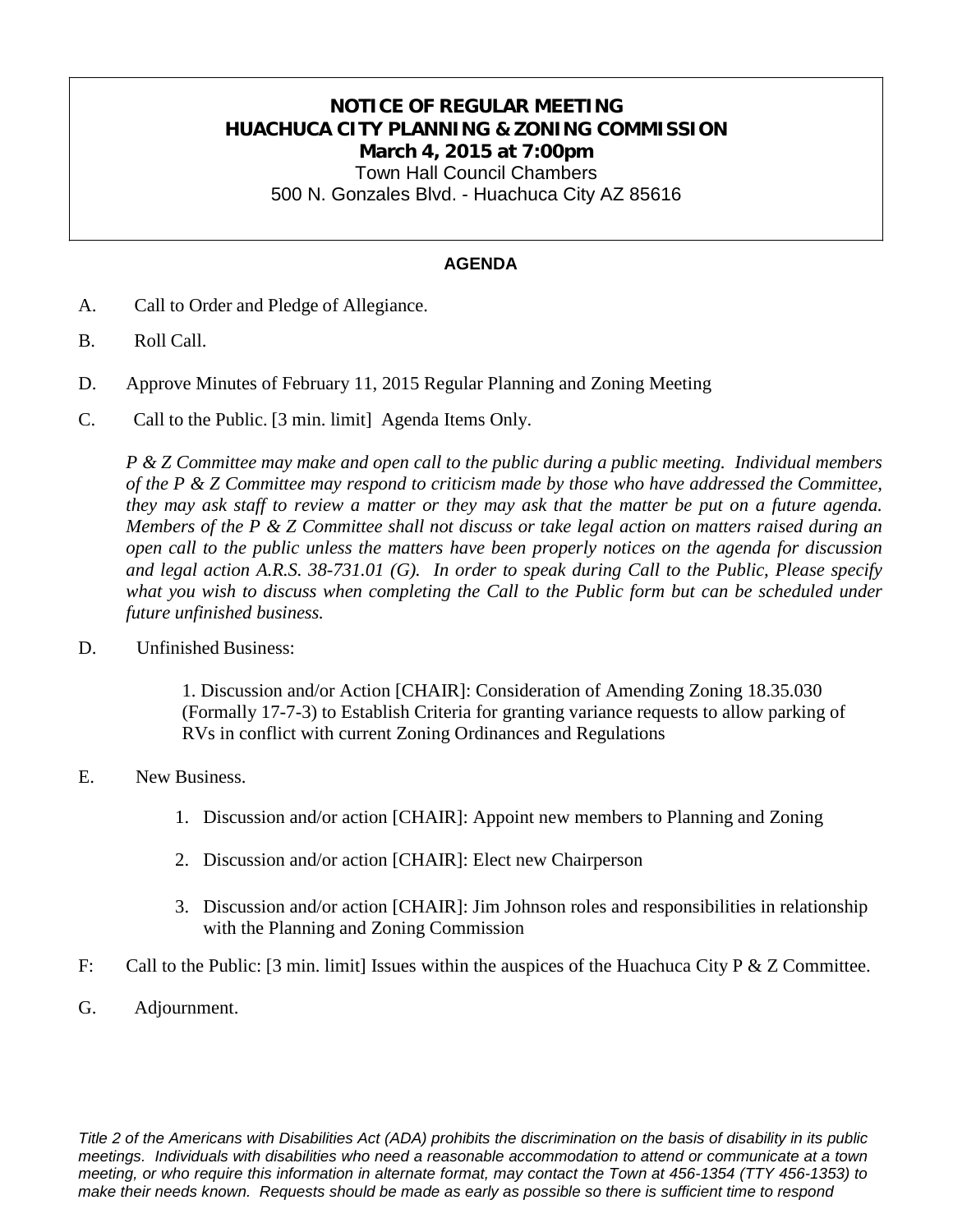# NOTICE OF REGULAR MEETING
# HUACHUCA CITY PLANNING & ZONING COMMISSION
## March 4, 2015 at 7:00pm

Town Hall Council Chambers
500 N. Gonzales Blvd. - Huachuca City AZ 85616

**AGENDA**

A. Call to Order and Pledge of Allegiance.

B. Roll Call.

D. Approve Minutes of February 11, 2015 Regular Planning and Zoning Meeting

C. Call to the Public. [3 min. limit] Agenda Items Only.

*P & Z Committee may make and open call to the public during a public meeting. Individual members of the P & Z Committee may respond to criticism made by those who have addressed the Committee, they may ask staff to review a matter or they may ask that the matter be put on a future agenda. Members of the P & Z Committee shall not discuss or take legal action on matters raised during an open call to the public unless the matters have been properly notices on the agenda for discussion and legal action A.R.S. 38-731.01 (G). In order to speak during Call to the Public, Please specify what you wish to discuss when completing the Call to the Public form but can be scheduled under future unfinished business.*

D. Unfinished Business:

1. Discussion and/or Action [CHAIR]: Consideration of Amending Zoning 18.35.030 (Formally 17-7-3) to Establish Criteria for granting variance requests to allow parking of RVs in conflict with current Zoning Ordinances and Regulations

E. New Business.

1. Discussion and/or action [CHAIR]: Appoint new members to Planning and Zoning
2. Discussion and/or action [CHAIR]: Elect new Chairperson
3. Discussion and/or action [CHAIR]: Jim Johnson roles and responsibilities in relationship with the Planning and Zoning Commission

F: Call to the Public: [3 min. limit] Issues within the auspices of the Huachuca City P & Z Committee.

G. Adjournment.

*Title 2 of the Americans with Disabilities Act (ADA) prohibits the discrimination on the basis of disability in its public meetings. Individuals with disabilities who need a reasonable accommodation to attend or communicate at a town meeting, or who require this information in alternate format, may contact the Town at 456-1354 (TTY 456-1353) to make their needs known. Requests should be made as early as possible so there is sufficient time to respond*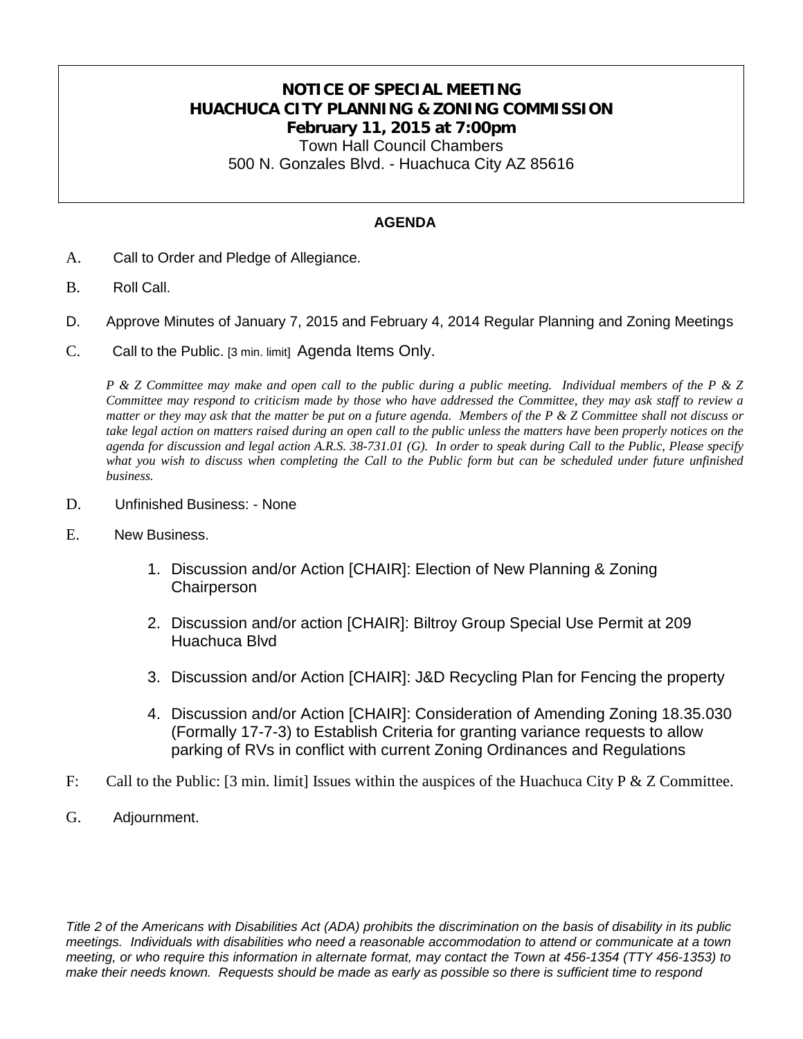**NOTICE OF SPECIAL MEETING**
**HUACHUCA CITY PLANNING & ZONING COMMISSION**
**February 11, 2015 at 7:00pm**
Town Hall Council Chambers
500 N. Gonzales Blvd. - Huachuca City AZ 85616

**AGENDA**

A. Call to Order and Pledge of Allegiance.

B. Roll Call.

D. Approve Minutes of January 7, 2015 and February 4, 2014 Regular Planning and Zoning Meetings

C. Call to the Public. [3 min. limit] Agenda Items Only.

*P & Z Committee may make and open call to the public during a public meeting. Individual members of the P & Z Committee may respond to criticism made by those who have addressed the Committee, they may ask staff to review a matter or they may ask that the matter be put on a future agenda. Members of the P & Z Committee shall not discuss or take legal action on matters raised during an open call to the public unless the matters have been properly notices on the agenda for discussion and legal action A.R.S. 38-731.01 (G). In order to speak during Call to the Public, Please specify what you wish to discuss when completing the Call to the Public form but can be scheduled under future unfinished business.*

D. Unfinished Business: - None

E. New Business.

1. Discussion and/or Action [CHAIR]: Election of New Planning & Zoning Chairperson

2. Discussion and/or action [CHAIR]: Biltroy Group Special Use Permit at 209 Huachuca Blvd

3. Discussion and/or Action [CHAIR]: J&D Recycling Plan for Fencing the property

4. Discussion and/or Action [CHAIR]: Consideration of Amending Zoning 18.35.030 (Formally 17-7-3) to Establish Criteria for granting variance requests to allow parking of RVs in conflict with current Zoning Ordinances and Regulations

F: Call to the Public: [3 min. limit] Issues within the auspices of the Huachuca City P & Z Committee.

G. Adjournment.

*Title 2 of the Americans with Disabilities Act (ADA) prohibits the discrimination on the basis of disability in its public meetings. Individuals with disabilities who need a reasonable accommodation to attend or communicate at a town meeting, or who require this information in alternate format, may contact the Town at 456-1354 (TTY 456-1353) to make their needs known. Requests should be made as early as possible so there is sufficient time to respond*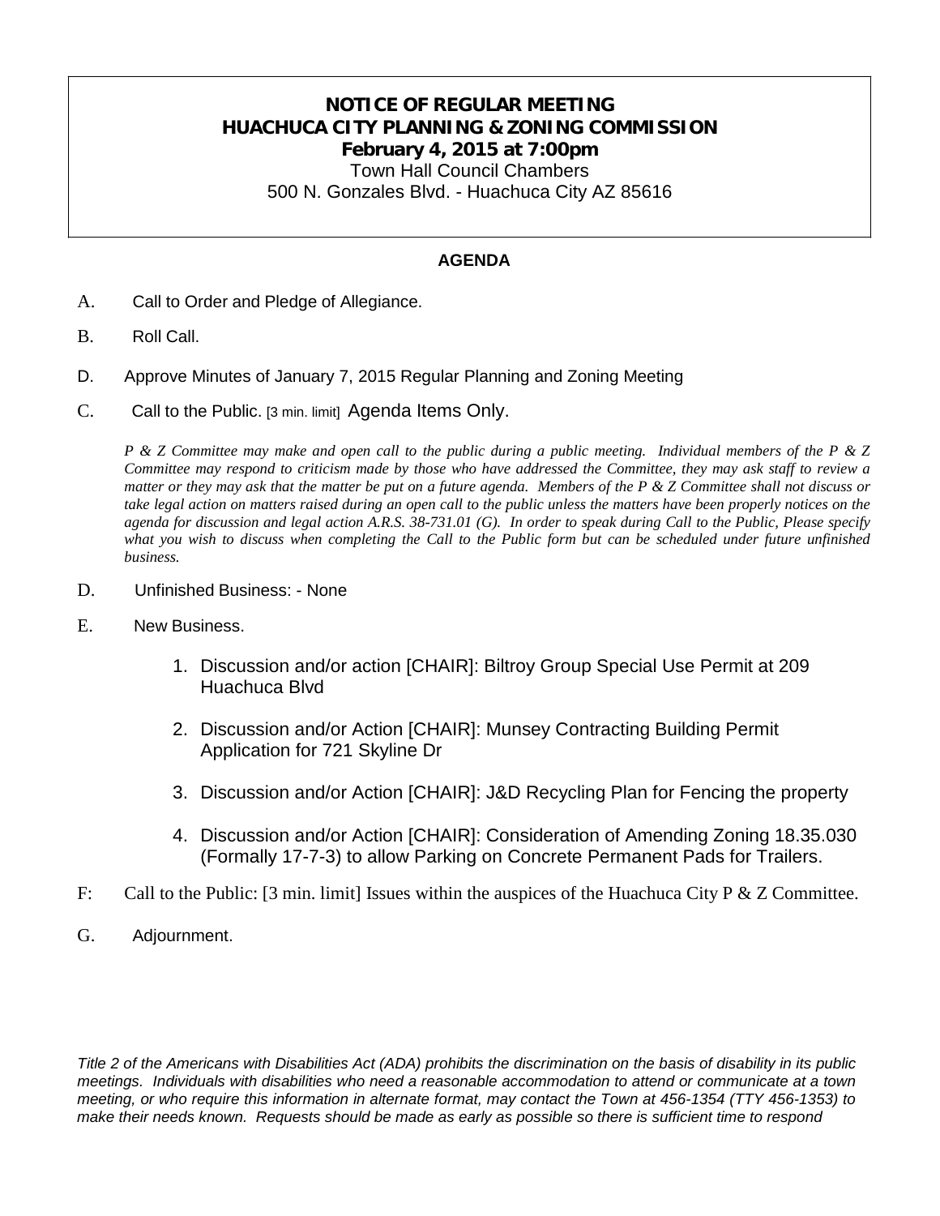# NOTICE OF REGULAR MEETING
# HUACHUCA CITY PLANNING & ZONING COMMISSION
## February 4, 2015 at 7:00pm

Town Hall Council Chambers
500 N. Gonzales Blvd. - Huachuca City AZ 85616

**AGENDA**

A. Call to Order and Pledge of Allegiance.

B. Roll Call.

D. Approve Minutes of January 7, 2015 Regular Planning and Zoning Meeting

C. Call to the Public. [3 min. limit] Agenda Items Only.

*P & Z Committee may make and open call to the public during a public meeting. Individual members of the P & Z Committee may respond to criticism made by those who have addressed the Committee, they may ask staff to review a matter or they may ask that the matter be put on a future agenda. Members of the P & Z Committee shall not discuss or take legal action on matters raised during an open call to the public unless the matters have been properly notices on the agenda for discussion and legal action A.R.S. 38-731.01 (G). In order to speak during Call to the Public, Please specify what you wish to discuss when completing the Call to the Public form but can be scheduled under future unfinished business.*

D. Unfinished Business: - None

E. New Business.

1. Discussion and/or action [CHAIR]: Biltroy Group Special Use Permit at 209 Huachuca Blvd
2. Discussion and/or Action [CHAIR]: Munsey Contracting Building Permit Application for 721 Skyline Dr
3. Discussion and/or Action [CHAIR]: J&D Recycling Plan for Fencing the property
4. Discussion and/or Action [CHAIR]: Consideration of Amending Zoning 18.35.030 (Formally 17-7-3) to allow Parking on Concrete Permanent Pads for Trailers.

F: Call to the Public: [3 min. limit] Issues within the auspices of the Huachuca City P & Z Committee.

G. Adjournment.

*Title 2 of the Americans with Disabilities Act (ADA) prohibits the discrimination on the basis of disability in its public meetings. Individuals with disabilities who need a reasonable accommodation to attend or communicate at a town meeting, or who require this information in alternate format, may contact the Town at 456-1354 (TTY 456-1353) to make their needs known. Requests should be made as early as possible so there is sufficient time to respond*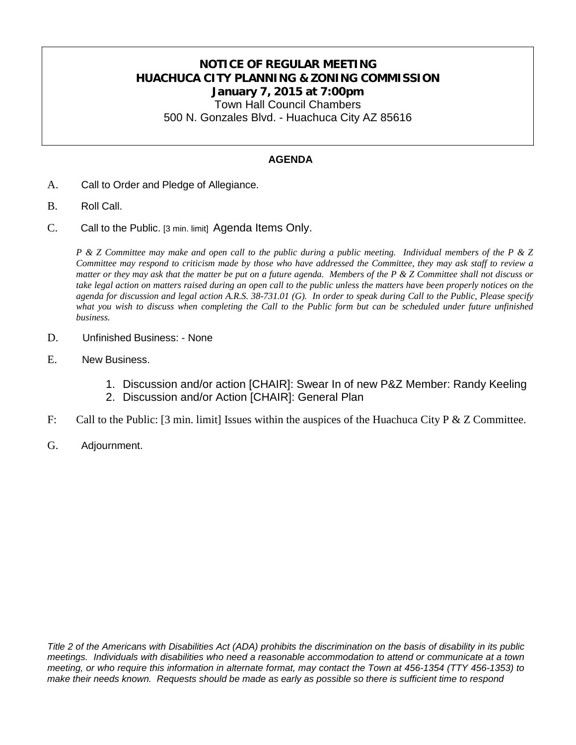**NOTICE OF REGULAR MEETING**
**HUACHUCA CITY PLANNING & ZONING COMMISSION**
**January 7, 2015 at 7:00pm**
Town Hall Council Chambers
500 N. Gonzales Blvd. - Huachuca City AZ 85616

## AGENDA

A. Call to Order and Pledge of Allegiance.

B. Roll Call.

C. Call to the Public. [3 min. limit] Agenda Items Only.

*P & Z Committee may make and open call to the public during a public meeting. Individual members of the P & Z Committee may respond to criticism made by those who have addressed the Committee, they may ask staff to review a matter or they may ask that the matter be put on a future agenda. Members of the P & Z Committee shall not discuss or take legal action on matters raised during an open call to the public unless the matters have been properly notices on the agenda for discussion and legal action A.R.S. 38-731.01 (G). In order to speak during Call to the Public, Please specify what you wish to discuss when completing the Call to the Public form but can be scheduled under future unfinished business.*

D. Unfinished Business: - None

E. New Business.

1. Discussion and/or action [CHAIR]: Swear In of new P&Z Member: Randy Keeling
2. Discussion and/or Action [CHAIR]: General Plan

F: Call to the Public: [3 min. limit] Issues within the auspices of the Huachuca City P & Z Committee.

G. Adjournment.

*Title 2 of the Americans with Disabilities Act (ADA) prohibits the discrimination on the basis of disability in its public meetings. Individuals with disabilities who need a reasonable accommodation to attend or communicate at a town meeting, or who require this information in alternate format, may contact the Town at 456-1354 (TTY 456-1353) to make their needs known. Requests should be made as early as possible so there is sufficient time to respond*